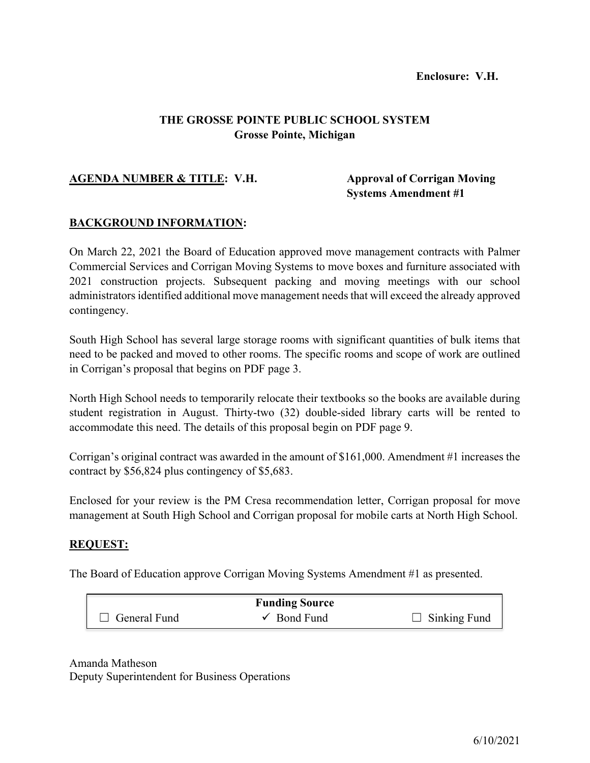**Enclosure: V.H.**

# THE GROSSE POINTE PUBLIC SCHOOL SYSTEM
## Grosse Pointe, Michigan

**AGENDA NUMBER & TITLE: V.H.** **Approval of Corrigan Moving Systems Amendment #1**

**BACKGROUND INFORMATION:**

On March 22, 2021 the Board of Education approved move management contracts with Palmer Commercial Services and Corrigan Moving Systems to move boxes and furniture associated with 2021 construction projects. Subsequent packing and moving meetings with our school administrators identified additional move management needs that will exceed the already approved contingency.

South High School has several large storage rooms with significant quantities of bulk items that need to be packed and moved to other rooms. The specific rooms and scope of work are outlined in Corrigan's proposal that begins on PDF page 3.

North High School needs to temporarily relocate their textbooks so the books are available during student registration in August. Thirty-two (32) double-sided library carts will be rented to accommodate this need. The details of this proposal begin on PDF page 9.

Corrigan's original contract was awarded in the amount of $161,000. Amendment #1 increases the contract by $56,824 plus contingency of $5,683.

Enclosed for your review is the PM Cresa recommendation letter, Corrigan proposal for move management at South High School and Corrigan proposal for mobile carts at North High School.

**REQUEST:**

The Board of Education approve Corrigan Moving Systems Amendment #1 as presented.

| Funding Source | | |
|---|---|---|
| ☐ General Fund | ✓ Bond Fund | ☐ Sinking Fund |

Amanda Matheson
Deputy Superintendent for Business Operations

6/10/2021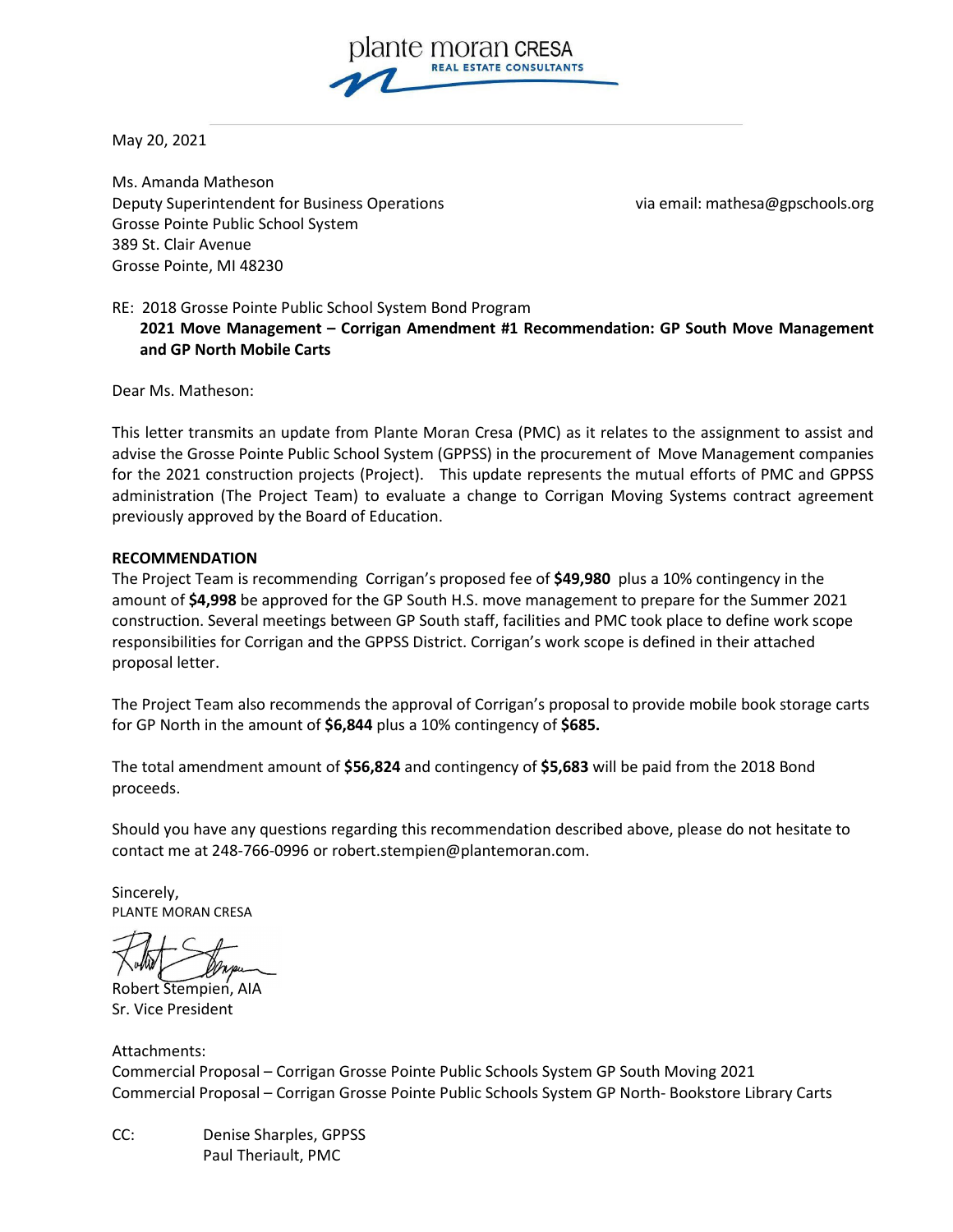plante moran CRESA
REAL ESTATE CONSULTANTS

May 20, 2021

Ms. Amanda Matheson
Deputy Superintendent for Business Operations
Grosse Pointe Public School System
389 St. Clair Avenue
Grosse Pointe, MI 48230

via email: mathesa@gpschools.org

RE: 2018 Grosse Pointe Public School System Bond Program
**2021 Move Management – Corrigan Amendment #1 Recommendation: GP South Move Management and GP North Mobile Carts**

Dear Ms. Matheson:

This letter transmits an update from Plante Moran Cresa (PMC) as it relates to the assignment to assist and advise the Grosse Pointe Public School System (GPPSS) in the procurement of Move Management companies for the 2021 construction projects (Project). This update represents the mutual efforts of PMC and GPPSS administration (The Project Team) to evaluate a change to Corrigan Moving Systems contract agreement previously approved by the Board of Education.

**RECOMMENDATION**

The Project Team is recommending Corrigan's proposed fee of **$49,980** plus a 10% contingency in the amount of **$4,998** be approved for the GP South H.S. move management to prepare for the Summer 2021 construction. Several meetings between GP South staff, facilities and PMC took place to define work scope responsibilities for Corrigan and the GPPSS District. Corrigan's work scope is defined in their attached proposal letter.

The Project Team also recommends the approval of Corrigan's proposal to provide mobile book storage carts for GP North in the amount of **$6,844** plus a 10% contingency of **$685.**

The total amendment amount of **$56,824** and contingency of **$5,683** will be paid from the 2018 Bond proceeds.

Should you have any questions regarding this recommendation described above, please do not hesitate to contact me at 248-766-0996 or robert.stempien@plantemoran.com.

Sincerely,
PLANTE MORAN CRESA

Robert Stempien, AIA
Sr. Vice President

Attachments:
Commercial Proposal – Corrigan Grosse Pointe Public Schools System GP South Moving 2021
Commercial Proposal – Corrigan Grosse Pointe Public Schools System GP North- Bookstore Library Carts

CC: Denise Sharples, GPPSS
Paul Theriault, PMC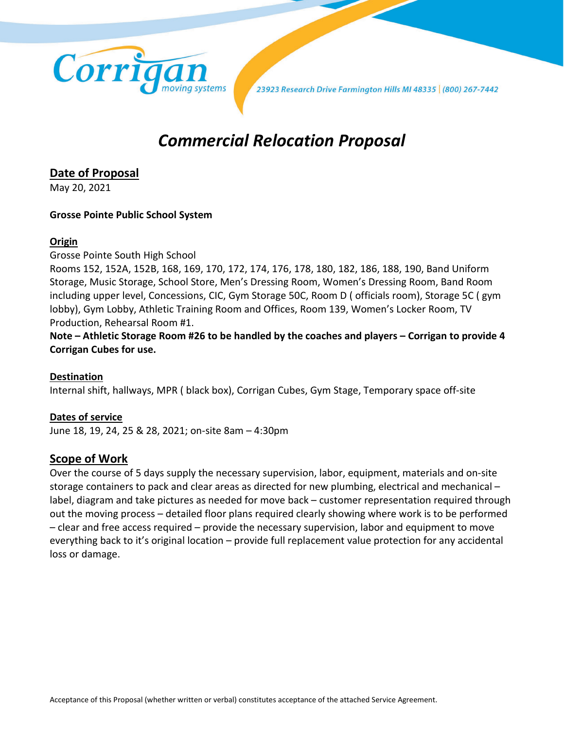Corrigan moving systems

23923 Research Drive Farmington Hills MI 48335 | (800) 267-7442

# *Commercial Relocation Proposal*

## Date of Proposal

May 20, 2021

**Grosse Pointe Public School System**

### Origin

Grosse Pointe South High School
Rooms 152, 152A, 152B, 168, 169, 170, 172, 174, 176, 178, 180, 182, 186, 188, 190, Band Uniform Storage, Music Storage, School Store, Men's Dressing Room, Women's Dressing Room, Band Room including upper level, Concessions, CIC, Gym Storage 50C, Room D ( officials room), Storage 5C ( gym lobby), Gym Lobby, Athletic Training Room and Offices, Room 139, Women's Locker Room, TV Production, Rehearsal Room #1.

**Note – Athletic Storage Room #26 to be handled by the coaches and players – Corrigan to provide 4 Corrigan Cubes for use.**

### Destination

Internal shift, hallways, MPR ( black box), Corrigan Cubes, Gym Stage, Temporary space off-site

### Dates of service

June 18, 19, 24, 25 & 28, 2021; on-site 8am – 4:30pm

## Scope of Work

Over the course of 5 days supply the necessary supervision, labor, equipment, materials and on-site storage containers to pack and clear areas as directed for new plumbing, electrical and mechanical – label, diagram and take pictures as needed for move back – customer representation required through out the moving process – detailed floor plans required clearly showing where work is to be performed – clear and free access required – provide the necessary supervision, labor and equipment to move everything back to it's original location – provide full replacement value protection for any accidental loss or damage.

Acceptance of this Proposal (whether written or verbal) constitutes acceptance of the attached Service Agreement.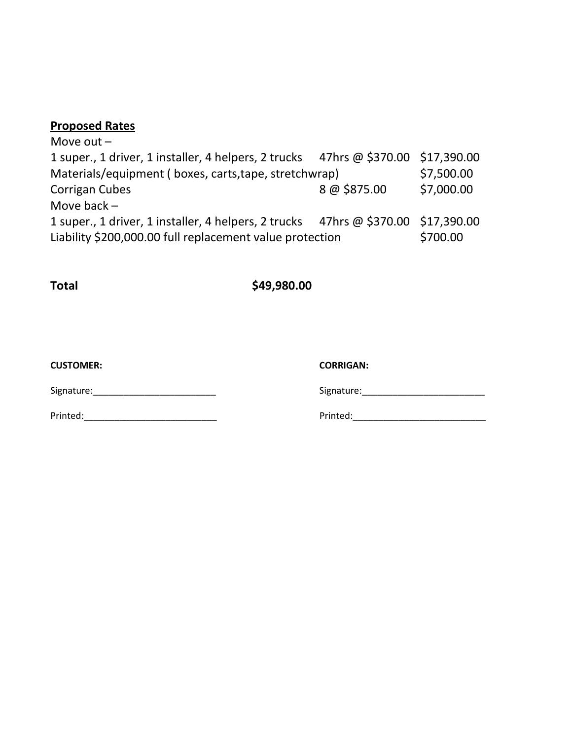**Proposed Rates**

| | | |
|---|---|---|
| Move out – | | |
| 1 super., 1 driver, 1 installer, 4 helpers, 2 trucks | 47hrs @ $370.00 | $17,390.00 |
| Materials/equipment ( boxes, carts,tape, stretchwrap) | | $7,500.00 |
| Corrigan Cubes | 8 @ $875.00 | $7,000.00 |
| Move back – | | |
| 1 super., 1 driver, 1 installer, 4 helpers, 2 trucks | 47hrs @ $370.00 | $17,390.00 |
| Liability $200,000.00 full replacement value protection | | $700.00 |

**Total** **$49,980.00**

**CUSTOMER:**

Signature:________________________

Printed:__________________________

**CORRIGAN:**

Signature:________________________

Printed:__________________________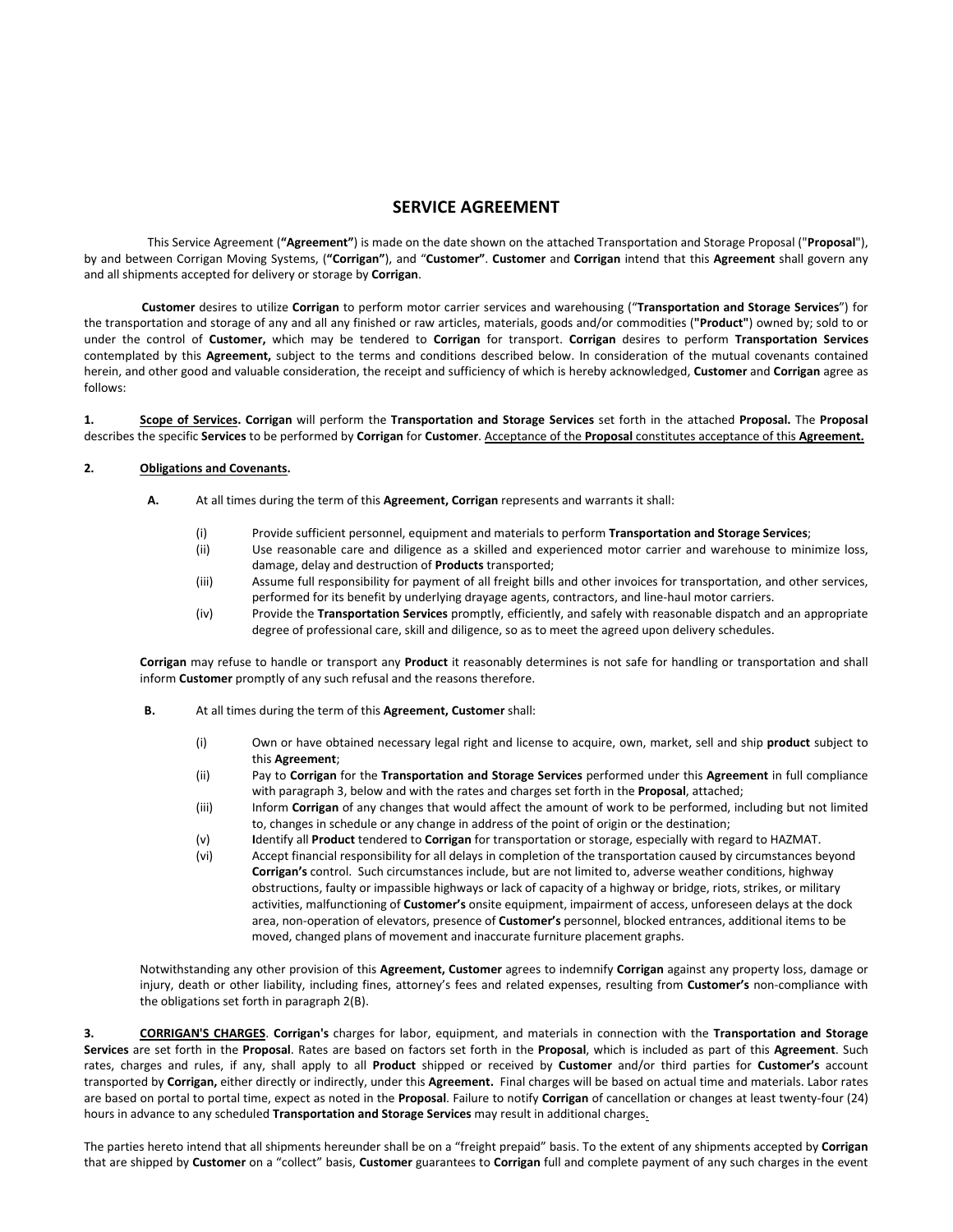# SERVICE AGREEMENT

This Service Agreement (**"Agreement"**) is made on the date shown on the attached Transportation and Storage Proposal ("**Proposal**"), by and between Corrigan Moving Systems, (**"Corrigan"**), and "**Customer"**. **Customer** and **Corrigan** intend that this **Agreement** shall govern any and all shipments accepted for delivery or storage by **Corrigan**.

**Customer** desires to utilize **Corrigan** to perform motor carrier services and warehousing ("**Transportation and Storage Services**") for the transportation and storage of any and all any finished or raw articles, materials, goods and/or commodities (**"Product"**) owned by; sold to or under the control of **Customer,** which may be tendered to **Corrigan** for transport. **Corrigan** desires to perform **Transportation Services** contemplated by this **Agreement,** subject to the terms and conditions described below. In consideration of the mutual covenants contained herein, and other good and valuable consideration, the receipt and sufficiency of which is hereby acknowledged, **Customer** and **Corrigan** agree as follows:

**1. Scope of Services. Corrigan** will perform the **Transportation and Storage Services** set forth in the attached **Proposal.** The **Proposal** describes the specific **Services** to be performed by **Corrigan** for **Customer**. Acceptance of the **Proposal** constitutes acceptance of this **Agreement.**

**2. Obligations and Covenants.**

**A.** At all times during the term of this **Agreement, Corrigan** represents and warrants it shall:

(i) Provide sufficient personnel, equipment and materials to perform **Transportation and Storage Services**;

(ii) Use reasonable care and diligence as a skilled and experienced motor carrier and warehouse to minimize loss, damage, delay and destruction of **Products** transported;

(iii) Assume full responsibility for payment of all freight bills and other invoices for transportation, and other services, performed for its benefit by underlying drayage agents, contractors, and line-haul motor carriers.

(iv) Provide the **Transportation Services** promptly, efficiently, and safely with reasonable dispatch and an appropriate degree of professional care, skill and diligence, so as to meet the agreed upon delivery schedules.

**Corrigan** may refuse to handle or transport any **Product** it reasonably determines is not safe for handling or transportation and shall inform **Customer** promptly of any such refusal and the reasons therefore.

**B.** At all times during the term of this **Agreement, Customer** shall:

(i) Own or have obtained necessary legal right and license to acquire, own, market, sell and ship **product** subject to this **Agreement**;

(ii) Pay to **Corrigan** for the **Transportation and Storage Services** performed under this **Agreement** in full compliance with paragraph 3, below and with the rates and charges set forth in the **Proposal**, attached;

(iii) Inform **Corrigan** of any changes that would affect the amount of work to be performed, including but not limited to, changes in schedule or any change in address of the point of origin or the destination;

(v) **I**dentify all **Product** tendered to **Corrigan** for transportation or storage, especially with regard to HAZMAT.

(vi) Accept financial responsibility for all delays in completion of the transportation caused by circumstances beyond **Corrigan's** control. Such circumstances include, but are not limited to, adverse weather conditions, highway obstructions, faulty or impassible highways or lack of capacity of a highway or bridge, riots, strikes, or military activities, malfunctioning of **Customer's** onsite equipment, impairment of access, unforeseen delays at the dock area, non-operation of elevators, presence of **Customer's** personnel, blocked entrances, additional items to be moved, changed plans of movement and inaccurate furniture placement graphs.

Notwithstanding any other provision of this **Agreement, Customer** agrees to indemnify **Corrigan** against any property loss, damage or injury, death or other liability, including fines, attorney's fees and related expenses, resulting from **Customer's** non-compliance with the obligations set forth in paragraph 2(B).

**3. CORRIGAN'S CHARGES**. **Corrigan's** charges for labor, equipment, and materials in connection with the **Transportation and Storage Services** are set forth in the **Proposal**. Rates are based on factors set forth in the **Proposal**, which is included as part of this **Agreement**. Such rates, charges and rules, if any, shall apply to all **Product** shipped or received by **Customer** and/or third parties for **Customer's** account transported by **Corrigan,** either directly or indirectly, under this **Agreement.** Final charges will be based on actual time and materials. Labor rates are based on portal to portal time, expect as noted in the **Proposal**. Failure to notify **Corrigan** of cancellation or changes at least twenty-four (24) hours in advance to any scheduled **Transportation and Storage Services** may result in additional charges.

The parties hereto intend that all shipments hereunder shall be on a "freight prepaid" basis. To the extent of any shipments accepted by **Corrigan** that are shipped by **Customer** on a "collect" basis, **Customer** guarantees to **Corrigan** full and complete payment of any such charges in the event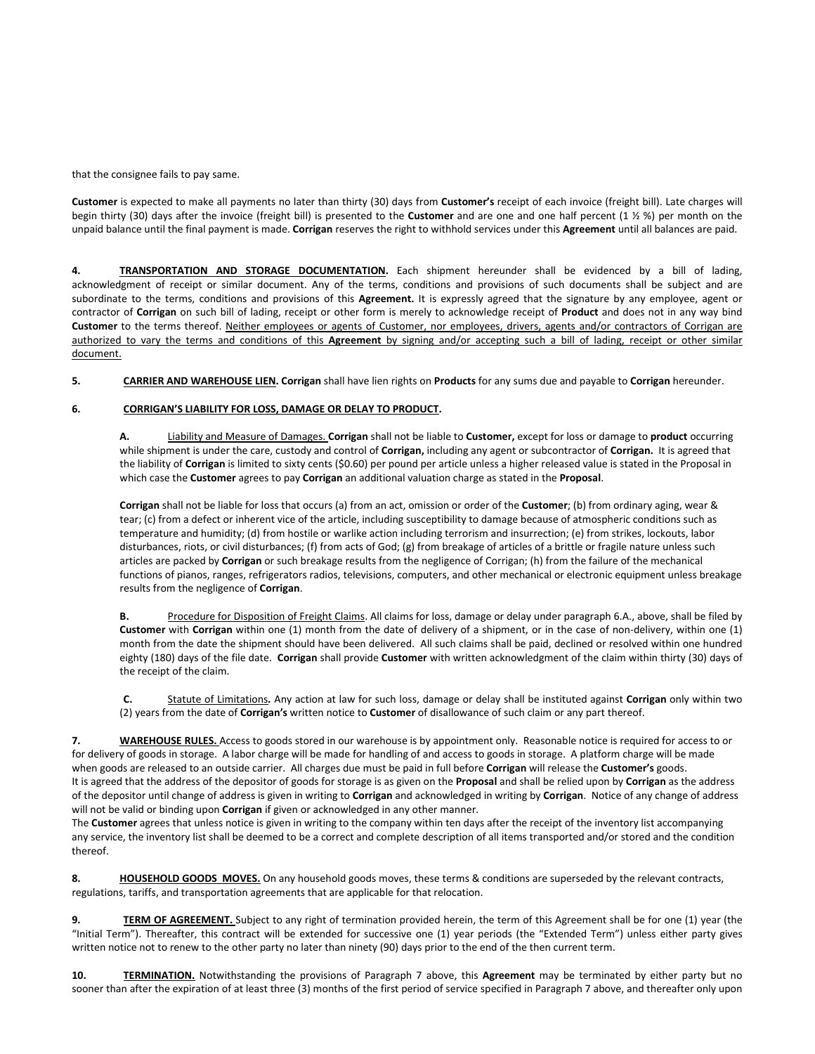that the consignee fails to pay same.

**Customer** is expected to make all payments no later than thirty (30) days from **Customer's** receipt of each invoice (freight bill). Late charges will begin thirty (30) days after the invoice (freight bill) is presented to the **Customer** and are one and one half percent (1 ½ %) per month on the unpaid balance until the final payment is made. **Corrigan** reserves the right to withhold services under this **Agreement** until all balances are paid.

**4. TRANSPORTATION AND STORAGE DOCUMENTATION.** Each shipment hereunder shall be evidenced by a bill of lading, acknowledgment of receipt or similar document. Any of the terms, conditions and provisions of such documents shall be subject and are subordinate to the terms, conditions and provisions of this **Agreement.** It is expressly agreed that the signature by any employee, agent or contractor of **Corrigan** on such bill of lading, receipt or other form is merely to acknowledge receipt of **Product** and does not in any way bind **Customer** to the terms thereof. Neither employees or agents of Customer, nor employees, drivers, agents and/or contractors of Corrigan are authorized to vary the terms and conditions of this **Agreement** by signing and/or accepting such a bill of lading, receipt or other similar document.

**5. CARRIER AND WAREHOUSE LIEN. Corrigan** shall have lien rights on **Products** for any sums due and payable to **Corrigan** hereunder.

**6. CORRIGAN'S LIABILITY FOR LOSS, DAMAGE OR DELAY TO PRODUCT.**

**A.** Liability and Measure of Damages. **Corrigan** shall not be liable to **Customer,** except for loss or damage to **product** occurring while shipment is under the care, custody and control of **Corrigan,** including any agent or subcontractor of **Corrigan.** It is agreed that the liability of **Corrigan** is limited to sixty cents ($0.60) per pound per article unless a higher released value is stated in the Proposal in which case the **Customer** agrees to pay **Corrigan** an additional valuation charge as stated in the **Proposal**.

**Corrigan** shall not be liable for loss that occurs (a) from an act, omission or order of the **Customer**; (b) from ordinary aging, wear & tear; (c) from a defect or inherent vice of the article, including susceptibility to damage because of atmospheric conditions such as temperature and humidity; (d) from hostile or warlike action including terrorism and insurrection; (e) from strikes, lockouts, labor disturbances, riots, or civil disturbances; (f) from acts of God; (g) from breakage of articles of a brittle or fragile nature unless such articles are packed by **Corrigan** or such breakage results from the negligence of Corrigan; (h) from the failure of the mechanical functions of pianos, ranges, refrigerators radios, televisions, computers, and other mechanical or electronic equipment unless breakage results from the negligence of **Corrigan**.

**B.** Procedure for Disposition of Freight Claims. All claims for loss, damage or delay under paragraph 6.A., above, shall be filed by **Customer** with **Corrigan** within one (1) month from the date of delivery of a shipment, or in the case of non-delivery, within one (1) month from the date the shipment should have been delivered. All such claims shall be paid, declined or resolved within one hundred eighty (180) days of the file date. **Corrigan** shall provide **Customer** with written acknowledgment of the claim within thirty (30) days of the receipt of the claim.

**C.** Statute of Limitations*.* Any action at law for such loss, damage or delay shall be instituted against **Corrigan** only within two (2) years from the date of **Corrigan's** written notice to **Customer** of disallowance of such claim or any part thereof.

**7. WAREHOUSE RULES.** Access to goods stored in our warehouse is by appointment only. Reasonable notice is required for access to or for delivery of goods in storage. A labor charge will be made for handling of and access to goods in storage. A platform charge will be made when goods are released to an outside carrier. All charges due must be paid in full before **Corrigan** will release the **Customer's** goods.
It is agreed that the address of the depositor of goods for storage is as given on the **Proposal** and shall be relied upon by **Corrigan** as the address of the depositor until change of address is given in writing to **Corrigan** and acknowledged in writing by **Corrigan**. Notice of any change of address will not be valid or binding upon **Corrigan** if given or acknowledged in any other manner.
The **Customer** agrees that unless notice is given in writing to the company within ten days after the receipt of the inventory list accompanying any service, the inventory list shall be deemed to be a correct and complete description of all items transported and/or stored and the condition thereof.

**8. HOUSEHOLD GOODS MOVES.** On any household goods moves, these terms & conditions are superseded by the relevant contracts, regulations, tariffs, and transportation agreements that are applicable for that relocation.

**9. TERM OF AGREEMENT.** Subject to any right of termination provided herein, the term of this Agreement shall be for one (1) year (the "Initial Term"). Thereafter, this contract will be extended for successive one (1) year periods (the "Extended Term") unless either party gives written notice not to renew to the other party no later than ninety (90) days prior to the end of the then current term.

**10. TERMINATION.** Notwithstanding the provisions of Paragraph 7 above, this **Agreement** may be terminated by either party but no sooner than after the expiration of at least three (3) months of the first period of service specified in Paragraph 7 above, and thereafter only upon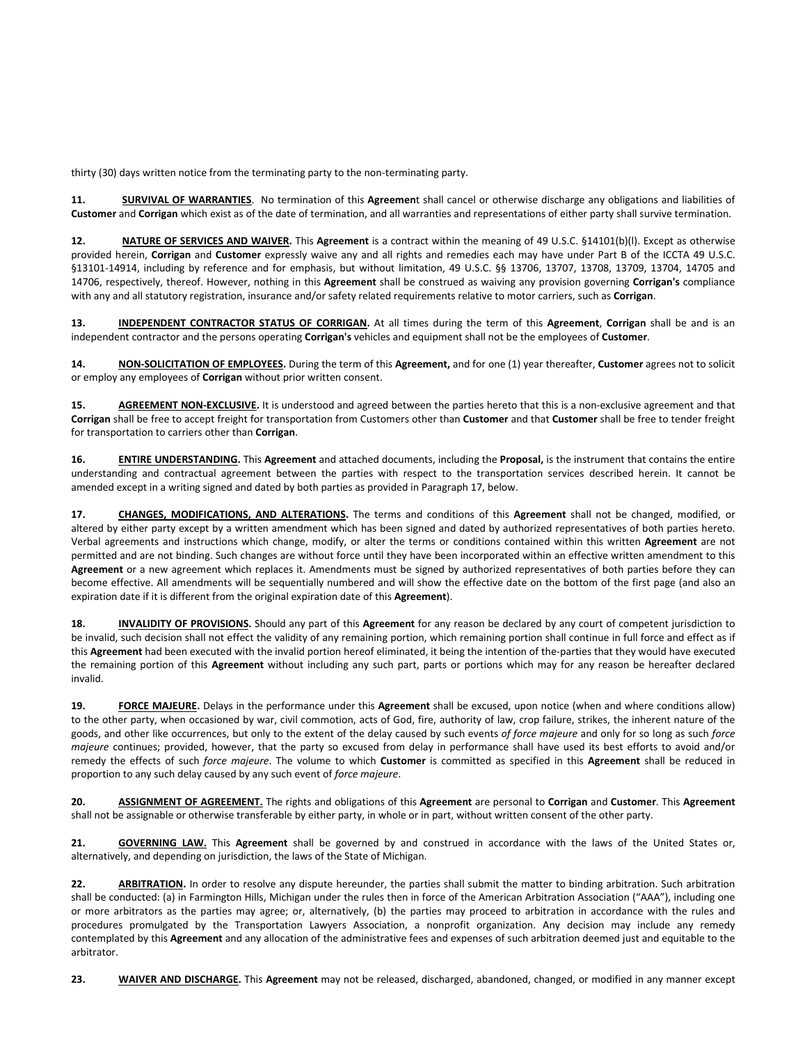thirty (30) days written notice from the terminating party to the non-terminating party.

**11.** **SURVIVAL OF WARRANTIES**. No termination of this **Agreemen**t shall cancel or otherwise discharge any obligations and liabilities of **Customer** and **Corrigan** which exist as of the date of termination, and all warranties and representations of either party shall survive termination.

**12.** **NATURE OF SERVICES AND WAIVER.** This **Agreement** is a contract within the meaning of 49 U.S.C. §14101(b)(l). Except as otherwise provided herein, **Corrigan** and **Customer** expressly waive any and all rights and remedies each may have under Part B of the ICCTA 49 U.S.C. §13101-14914, including by reference and for emphasis, but without limitation, 49 U.S.C. §§ 13706, 13707, 13708, 13709, 13704, 14705 and 14706, respectively, thereof. However, nothing in this **Agreement** shall be construed as waiving any provision governing **Corrigan's** compliance with any and all statutory registration, insurance and/or safety related requirements relative to motor carriers, such as **Corrigan**.

**13.** **INDEPENDENT CONTRACTOR STATUS OF CORRIGAN.** At all times during the term of this **Agreement**, **Corrigan** shall be and is an independent contractor and the persons operating **Corrigan's** vehicles and equipment shall not be the employees of **Customer**.

**14.** **NON-SOLICITATION OF EMPLOYEES.** During the term of this **Agreement,** and for one (1) year thereafter, **Customer** agrees not to solicit or employ any employees of **Corrigan** without prior written consent.

**15.** **AGREEMENT NON-EXCLUSIVE.** It is understood and agreed between the parties hereto that this is a non-exclusive agreement and that **Corrigan** shall be free to accept freight for transportation from Customers other than **Customer** and that **Customer** shall be free to tender freight for transportation to carriers other than **Corrigan**.

**16.** **ENTIRE UNDERSTANDING.** This **Agreement** and attached documents, including the **Proposal,** is the instrument that contains the entire understanding and contractual agreement between the parties with respect to the transportation services described herein. It cannot be amended except in a writing signed and dated by both parties as provided in Paragraph 17, below.

**17.** **CHANGES, MODIFICATIONS, AND ALTERATIONS.** The terms and conditions of this **Agreement** shall not be changed, modified, or altered by either party except by a written amendment which has been signed and dated by authorized representatives of both parties hereto. Verbal agreements and instructions which change, modify, or alter the terms or conditions contained within this written **Agreement** are not permitted and are not binding. Such changes are without force until they have been incorporated within an effective written amendment to this **Agreement** or a new agreement which replaces it. Amendments must be signed by authorized representatives of both parties before they can become effective. All amendments will be sequentially numbered and will show the effective date on the bottom of the first page (and also an expiration date if it is different from the original expiration date of this **Agreement**).

**18.** **INVALIDITY OF PROVISIONS.** Should any part of this **Agreement** for any reason be declared by any court of competent jurisdiction to be invalid, such decision shall not effect the validity of any remaining portion, which remaining portion shall continue in full force and effect as if this **Agreement** had been executed with the invalid portion hereof eliminated, it being the intention of the-parties that they would have executed the remaining portion of this **Agreement** without including any such part, parts or portions which may for any reason be hereafter declared invalid.

**19.** **FORCE MAJEURE.** Delays in the performance under this **Agreement** shall be excused, upon notice (when and where conditions allow) to the other party, when occasioned by war, civil commotion, acts of God, fire, authority of law, crop failure, strikes, the inherent nature of the goods, and other like occurrences, but only to the extent of the delay caused by such events *of force majeure* and only for so long as such *force majeure* continues; provided, however, that the party so excused from delay in performance shall have used its best efforts to avoid and/or remedy the effects of such *force majeure*. The volume to which **Customer** is committed as specified in this **Agreement** shall be reduced in proportion to any such delay caused by any such event of *force majeure*.

**20.** **ASSIGNMENT OF AGREEMENT.** The rights and obligations of this **Agreement** are personal to **Corrigan** and **Customer**. This **Agreement** shall not be assignable or otherwise transferable by either party, in whole or in part, without written consent of the other party.

**21.** **GOVERNING LAW.** This **Agreement** shall be governed by and construed in accordance with the laws of the United States or, alternatively, and depending on jurisdiction, the laws of the State of Michigan.

**22.** **ARBITRATION.** In order to resolve any dispute hereunder, the parties shall submit the matter to binding arbitration. Such arbitration shall be conducted: (a) in Farmington Hills, Michigan under the rules then in force of the American Arbitration Association ("AAA"), including one or more arbitrators as the parties may agree; or, alternatively, (b) the parties may proceed to arbitration in accordance with the rules and procedures promulgated by the Transportation Lawyers Association, a nonprofit organization. Any decision may include any remedy contemplated by this **Agreement** and any allocation of the administrative fees and expenses of such arbitration deemed just and equitable to the arbitrator.

**23.** **WAIVER AND DISCHARGE.** This **Agreement** may not be released, discharged, abandoned, changed, or modified in any manner except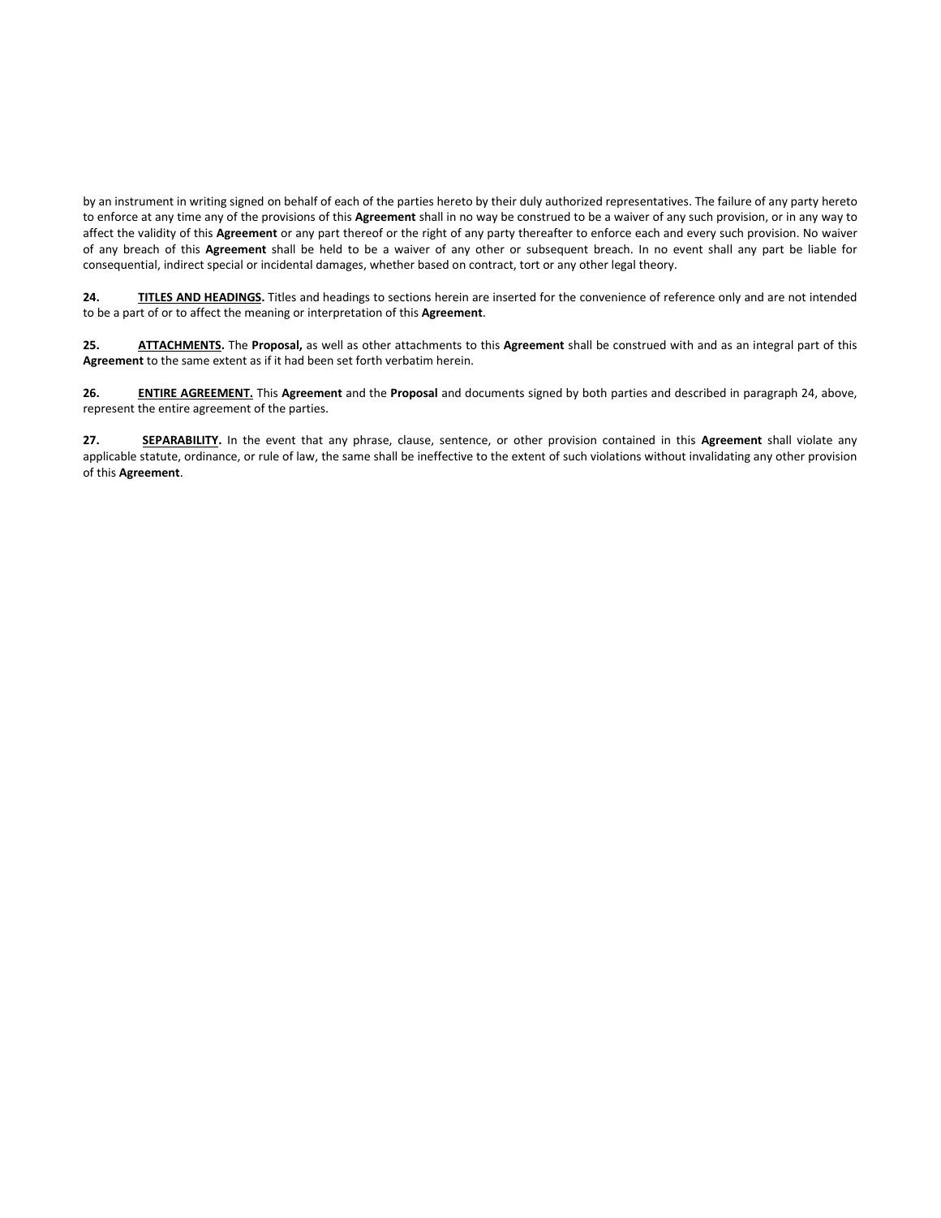by an instrument in writing signed on behalf of each of the parties hereto by their duly authorized representatives. The failure of any party hereto to enforce at any time any of the provisions of this **Agreement** shall in no way be construed to be a waiver of any such provision, or in any way to affect the validity of this **Agreement** or any part thereof or the right of any party thereafter to enforce each and every such provision. No waiver of any breach of this **Agreement** shall be held to be a waiver of any other or subsequent breach. In no event shall any part be liable for consequential, indirect special or incidental damages, whether based on contract, tort or any other legal theory.

**24. TITLES AND HEADINGS.** Titles and headings to sections herein are inserted for the convenience of reference only and are not intended to be a part of or to affect the meaning or interpretation of this **Agreement**.

**25. ATTACHMENTS.** The **Proposal,** as well as other attachments to this **Agreement** shall be construed with and as an integral part of this **Agreement** to the same extent as if it had been set forth verbatim herein.

**26. ENTIRE AGREEMENT.** This **Agreement** and the **Proposal** and documents signed by both parties and described in paragraph 24, above, represent the entire agreement of the parties.

**27. SEPARABILITY.** In the event that any phrase, clause, sentence, or other provision contained in this **Agreement** shall violate any applicable statute, ordinance, or rule of law, the same shall be ineffective to the extent of such violations without invalidating any other provision of this **Agreement**.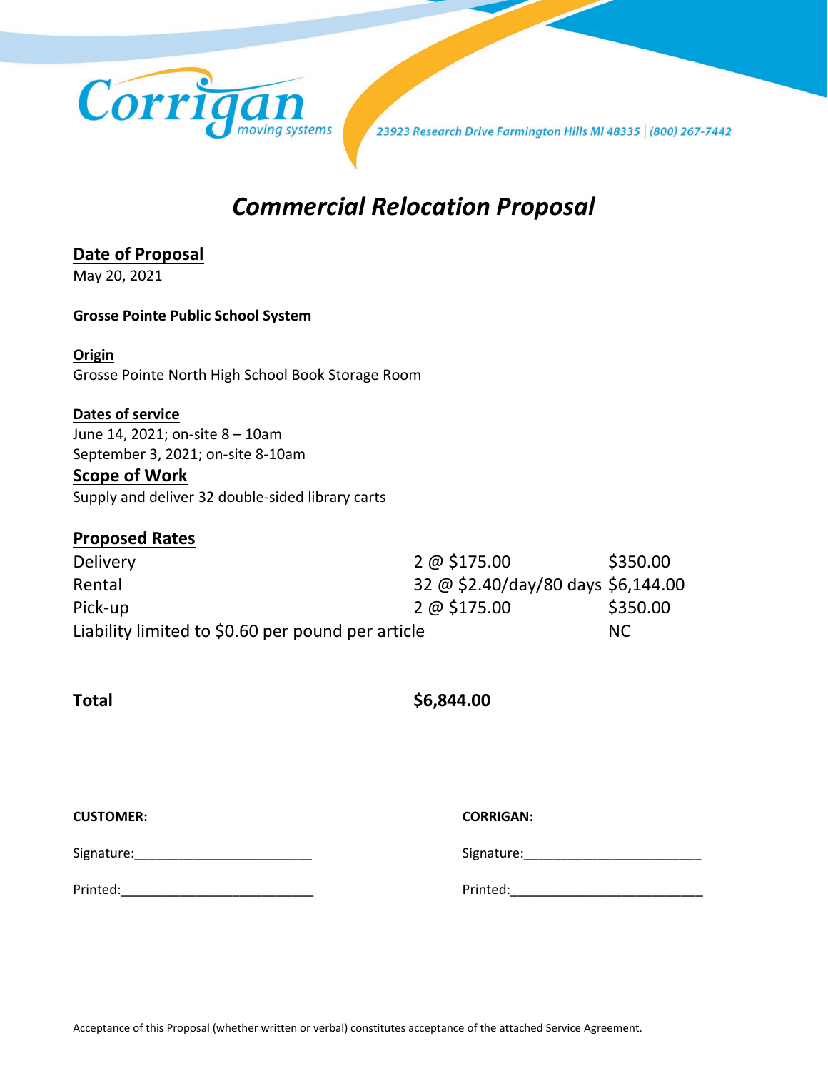Corrigan moving systems

23923 Research Drive Farmington Hills MI 48335 | (800) 267-7442

# *Commercial Relocation Proposal*

## Date of Proposal

May 20, 2021

**Grosse Pointe Public School System**

**Origin**

Grosse Pointe North High School Book Storage Room

**Dates of service**

June 14, 2021; on-site 8 – 10am

September 3, 2021; on-site 8-10am

## Scope of Work

Supply and deliver 32 double-sided library carts

## Proposed Rates

| | | |
|---|---|---|
| Delivery | 2 @ $175.00 | $350.00 |
| Rental | 32 @ $2.40/day/80 days | $6,144.00 |
| Pick-up | 2 @ $175.00 | $350.00 |
| Liability limited to $0.60 per pound per article | | NC |

**Total** **$6,844.00**

**CUSTOMER:**

Signature:________________________

Printed:__________________________

**CORRIGAN:**

Signature:________________________

Printed:__________________________

Acceptance of this Proposal (whether written or verbal) constitutes acceptance of the attached Service Agreement.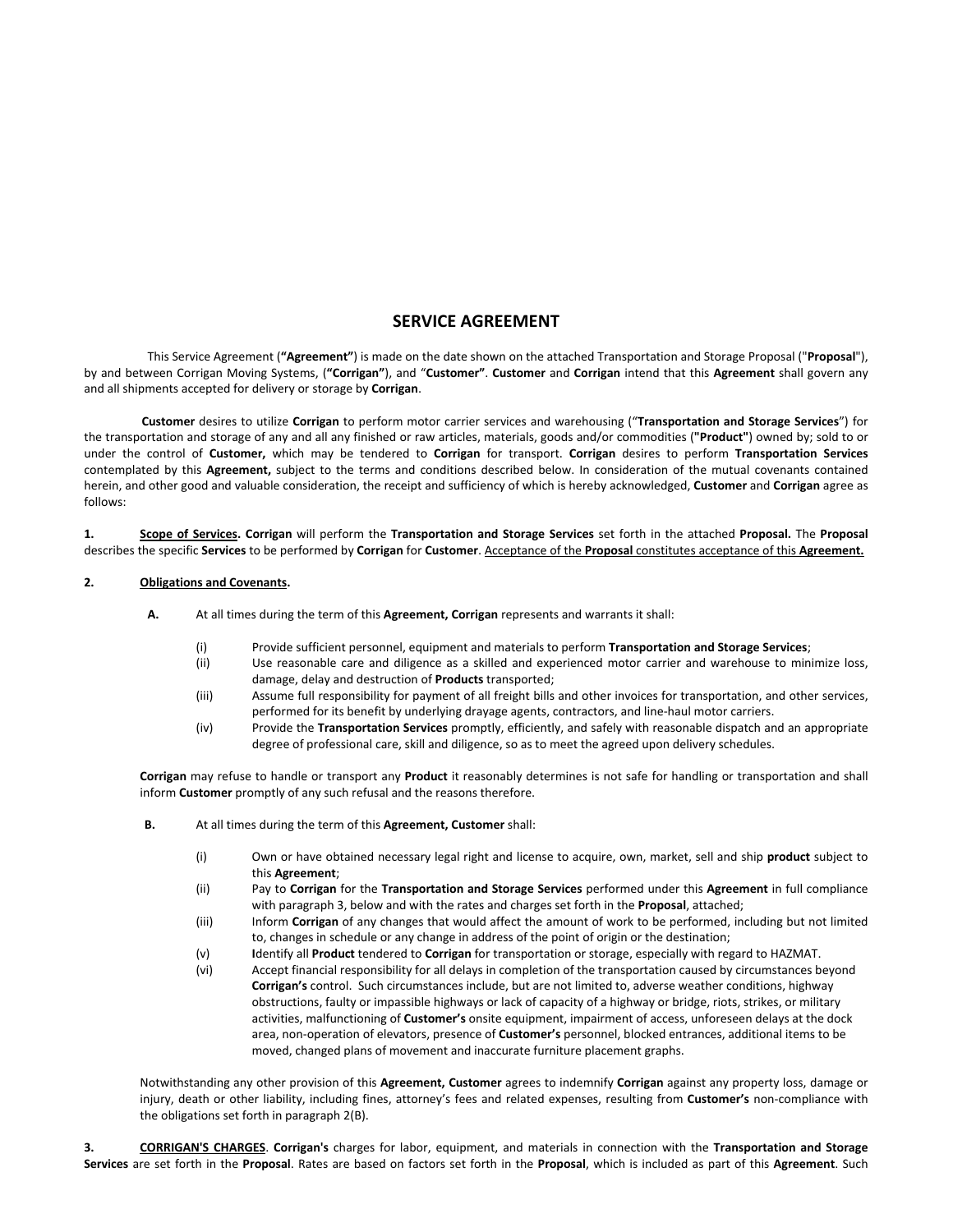# SERVICE AGREEMENT

This Service Agreement (**"Agreement"**) is made on the date shown on the attached Transportation and Storage Proposal ("**Proposal**"), by and between Corrigan Moving Systems, (**"Corrigan"**), and "**Customer"**. **Customer** and **Corrigan** intend that this **Agreement** shall govern any and all shipments accepted for delivery or storage by **Corrigan**.

**Customer** desires to utilize **Corrigan** to perform motor carrier services and warehousing ("**Transportation and Storage Services**") for the transportation and storage of any and all any finished or raw articles, materials, goods and/or commodities (**"Product"**) owned by; sold to or under the control of **Customer,** which may be tendered to **Corrigan** for transport. **Corrigan** desires to perform **Transportation Services** contemplated by this **Agreement,** subject to the terms and conditions described below. In consideration of the mutual covenants contained herein, and other good and valuable consideration, the receipt and sufficiency of which is hereby acknowledged, **Customer** and **Corrigan** agree as follows:

**1.** <u>**Scope of Services**</u>**.** **Corrigan** will perform the **Transportation and Storage Services** set forth in the attached **Proposal.** The **Proposal** describes the specific **Services** to be performed by **Corrigan** for **Customer**. <u>Acceptance of the **Proposal** constitutes acceptance of this **Agreement.**</u>

**2.** <u>**Obligations and Covenants**</u>**.**

**A.** At all times during the term of this **Agreement, Corrigan** represents and warrants it shall:

- (i) Provide sufficient personnel, equipment and materials to perform **Transportation and Storage Services**;
- (ii) Use reasonable care and diligence as a skilled and experienced motor carrier and warehouse to minimize loss, damage, delay and destruction of **Products** transported;
- (iii) Assume full responsibility for payment of all freight bills and other invoices for transportation, and other services, performed for its benefit by underlying drayage agents, contractors, and line-haul motor carriers.
- (iv) Provide the **Transportation Services** promptly, efficiently, and safely with reasonable dispatch and an appropriate degree of professional care, skill and diligence, so as to meet the agreed upon delivery schedules.

**Corrigan** may refuse to handle or transport any **Product** it reasonably determines is not safe for handling or transportation and shall inform **Customer** promptly of any such refusal and the reasons therefore.

**B.** At all times during the term of this **Agreement, Customer** shall:

- (i) Own or have obtained necessary legal right and license to acquire, own, market, sell and ship **product** subject to this **Agreement**;
- (ii) Pay to **Corrigan** for the **Transportation and Storage Services** performed under this **Agreement** in full compliance with paragraph 3, below and with the rates and charges set forth in the **Proposal**, attached;
- (iii) Inform **Corrigan** of any changes that would affect the amount of work to be performed, including but not limited to, changes in schedule or any change in address of the point of origin or the destination;
- (v) **I**dentify all **Product** tendered to **Corrigan** for transportation or storage, especially with regard to HAZMAT.
- (vi) Accept financial responsibility for all delays in completion of the transportation caused by circumstances beyond **Corrigan's** control. Such circumstances include, but are not limited to, adverse weather conditions, highway obstructions, faulty or impassible highways or lack of capacity of a highway or bridge, riots, strikes, or military activities, malfunctioning of **Customer's** onsite equipment, impairment of access, unforeseen delays at the dock area, non-operation of elevators, presence of **Customer's** personnel, blocked entrances, additional items to be moved, changed plans of movement and inaccurate furniture placement graphs.

Notwithstanding any other provision of this **Agreement, Customer** agrees to indemnify **Corrigan** against any property loss, damage or injury, death or other liability, including fines, attorney's fees and related expenses, resulting from **Customer's** non-compliance with the obligations set forth in paragraph 2(B).

**3.** <u>**CORRIGAN'S CHARGES**</u>. **Corrigan's** charges for labor, equipment, and materials in connection with the **Transportation and Storage Services** are set forth in the **Proposal**. Rates are based on factors set forth in the **Proposal**, which is included as part of this **Agreement**. Such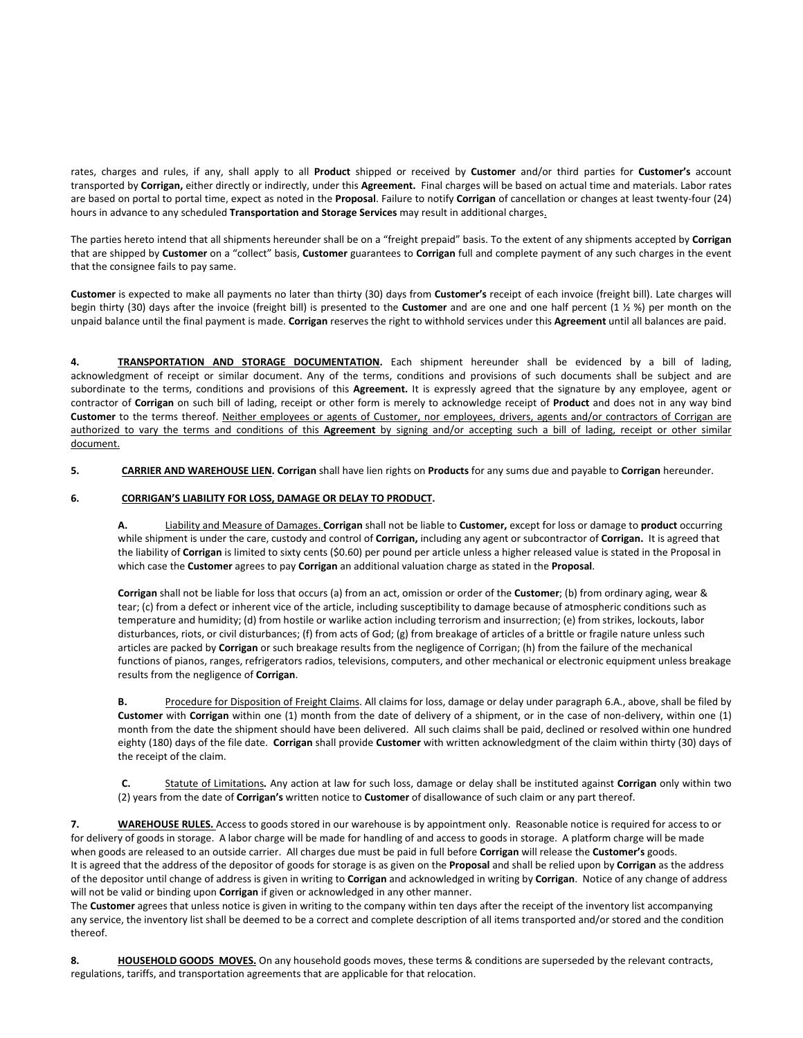rates, charges and rules, if any, shall apply to all **Product** shipped or received by **Customer** and/or third parties for **Customer's** account transported by **Corrigan,** either directly or indirectly, under this **Agreement.** Final charges will be based on actual time and materials. Labor rates are based on portal to portal time, expect as noted in the **Proposal**. Failure to notify **Corrigan** of cancellation or changes at least twenty-four (24) hours in advance to any scheduled **Transportation and Storage Services** may result in additional charges.

The parties hereto intend that all shipments hereunder shall be on a "freight prepaid" basis. To the extent of any shipments accepted by **Corrigan** that are shipped by **Customer** on a "collect" basis, **Customer** guarantees to **Corrigan** full and complete payment of any such charges in the event that the consignee fails to pay same.

**Customer** is expected to make all payments no later than thirty (30) days from **Customer's** receipt of each invoice (freight bill). Late charges will begin thirty (30) days after the invoice (freight bill) is presented to the **Customer** and are one and one half percent (1 ½ %) per month on the unpaid balance until the final payment is made. **Corrigan** reserves the right to withhold services under this **Agreement** until all balances are paid.

**4. TRANSPORTATION AND STORAGE DOCUMENTATION.** Each shipment hereunder shall be evidenced by a bill of lading, acknowledgment of receipt or similar document. Any of the terms, conditions and provisions of such documents shall be subject and are subordinate to the terms, conditions and provisions of this **Agreement.** It is expressly agreed that the signature by any employee, agent or contractor of **Corrigan** on such bill of lading, receipt or other form is merely to acknowledge receipt of **Product** and does not in any way bind **Customer** to the terms thereof. Neither employees or agents of Customer, nor employees, drivers, agents and/or contractors of Corrigan are authorized to vary the terms and conditions of this **Agreement** by signing and/or accepting such a bill of lading, receipt or other similar document.

**5. CARRIER AND WAREHOUSE LIEN. Corrigan** shall have lien rights on **Products** for any sums due and payable to **Corrigan** hereunder.

**6. CORRIGAN'S LIABILITY FOR LOSS, DAMAGE OR DELAY TO PRODUCT.**

**A.** Liability and Measure of Damages. **Corrigan** shall not be liable to **Customer,** except for loss or damage to **product** occurring while shipment is under the care, custody and control of **Corrigan,** including any agent or subcontractor of **Corrigan.** It is agreed that the liability of **Corrigan** is limited to sixty cents ($0.60) per pound per article unless a higher released value is stated in the Proposal in which case the **Customer** agrees to pay **Corrigan** an additional valuation charge as stated in the **Proposal**.

**Corrigan** shall not be liable for loss that occurs (a) from an act, omission or order of the **Customer**; (b) from ordinary aging, wear & tear; (c) from a defect or inherent vice of the article, including susceptibility to damage because of atmospheric conditions such as temperature and humidity; (d) from hostile or warlike action including terrorism and insurrection; (e) from strikes, lockouts, labor disturbances, riots, or civil disturbances; (f) from acts of God; (g) from breakage of articles of a brittle or fragile nature unless such articles are packed by **Corrigan** or such breakage results from the negligence of Corrigan; (h) from the failure of the mechanical functions of pianos, ranges, refrigerators radios, televisions, computers, and other mechanical or electronic equipment unless breakage results from the negligence of **Corrigan**.

**B.** Procedure for Disposition of Freight Claims. All claims for loss, damage or delay under paragraph 6.A., above, shall be filed by **Customer** with **Corrigan** within one (1) month from the date of delivery of a shipment, or in the case of non-delivery, within one (1) month from the date the shipment should have been delivered. All such claims shall be paid, declined or resolved within one hundred eighty (180) days of the file date. **Corrigan** shall provide **Customer** with written acknowledgment of the claim within thirty (30) days of the receipt of the claim.

**C.** Statute of Limitations**.** Any action at law for such loss, damage or delay shall be instituted against **Corrigan** only within two (2) years from the date of **Corrigan's** written notice to **Customer** of disallowance of such claim or any part thereof.

**7. WAREHOUSE RULES.** Access to goods stored in our warehouse is by appointment only. Reasonable notice is required for access to or for delivery of goods in storage. A labor charge will be made for handling of and access to goods in storage. A platform charge will be made when goods are released to an outside carrier. All charges due must be paid in full before **Corrigan** will release the **Customer's** goods.
It is agreed that the address of the depositor of goods for storage is as given on the **Proposal** and shall be relied upon by **Corrigan** as the address of the depositor until change of address is given in writing to **Corrigan** and acknowledged in writing by **Corrigan**. Notice of any change of address will not be valid or binding upon **Corrigan** if given or acknowledged in any other manner.
The **Customer** agrees that unless notice is given in writing to the company within ten days after the receipt of the inventory list accompanying any service, the inventory list shall be deemed to be a correct and complete description of all items transported and/or stored and the condition thereof.

**8. HOUSEHOLD GOODS MOVES.** On any household goods moves, these terms & conditions are superseded by the relevant contracts, regulations, tariffs, and transportation agreements that are applicable for that relocation.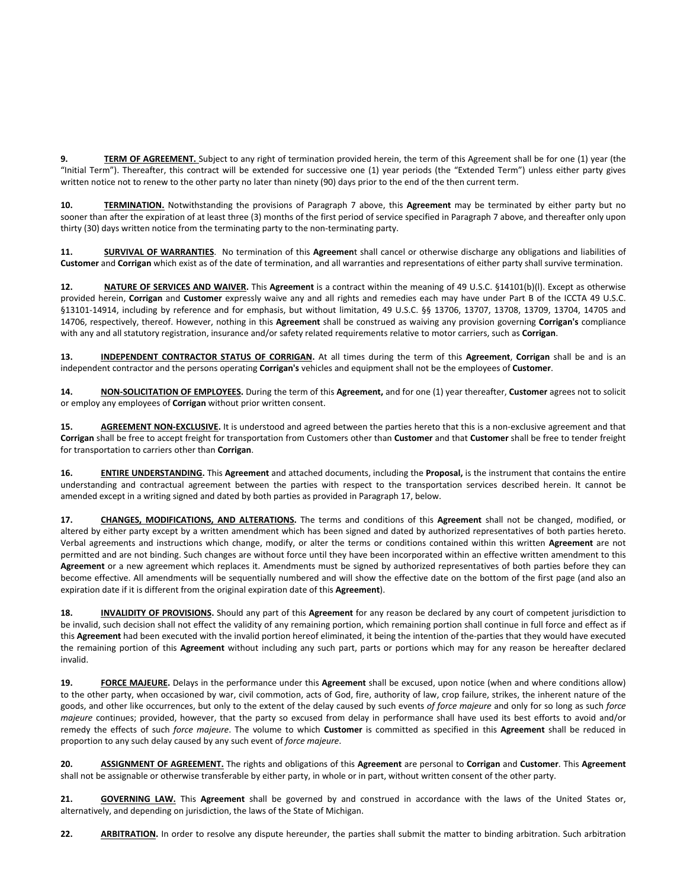**9.** **TERM OF AGREEMENT.** Subject to any right of termination provided herein, the term of this Agreement shall be for one (1) year (the "Initial Term"). Thereafter, this contract will be extended for successive one (1) year periods (the "Extended Term") unless either party gives written notice not to renew to the other party no later than ninety (90) days prior to the end of the then current term.

**10.** **TERMINATION.** Notwithstanding the provisions of Paragraph 7 above, this **Agreement** may be terminated by either party but no sooner than after the expiration of at least three (3) months of the first period of service specified in Paragraph 7 above, and thereafter only upon thirty (30) days written notice from the terminating party to the non-terminating party.

**11.** **SURVIVAL OF WARRANTIES**. No termination of this **Agreemen**t shall cancel or otherwise discharge any obligations and liabilities of **Customer** and **Corrigan** which exist as of the date of termination, and all warranties and representations of either party shall survive termination.

**12.** **NATURE OF SERVICES AND WAIVER.** This **Agreement** is a contract within the meaning of 49 U.S.C. §14101(b)(l). Except as otherwise provided herein, **Corrigan** and **Customer** expressly waive any and all rights and remedies each may have under Part B of the ICCTA 49 U.S.C. §13101-14914, including by reference and for emphasis, but without limitation, 49 U.S.C. §§ 13706, 13707, 13708, 13709, 13704, 14705 and 14706, respectively, thereof. However, nothing in this **Agreement** shall be construed as waiving any provision governing **Corrigan's** compliance with any and all statutory registration, insurance and/or safety related requirements relative to motor carriers, such as **Corrigan**.

**13.** **INDEPENDENT CONTRACTOR STATUS OF CORRIGAN.** At all times during the term of this **Agreement**, **Corrigan** shall be and is an independent contractor and the persons operating **Corrigan's** vehicles and equipment shall not be the employees of **Customer**.

**14.** **NON-SOLICITATION OF EMPLOYEES.** During the term of this **Agreement,** and for one (1) year thereafter, **Customer** agrees not to solicit or employ any employees of **Corrigan** without prior written consent.

**15.** **AGREEMENT NON-EXCLUSIVE.** It is understood and agreed between the parties hereto that this is a non-exclusive agreement and that **Corrigan** shall be free to accept freight for transportation from Customers other than **Customer** and that **Customer** shall be free to tender freight for transportation to carriers other than **Corrigan**.

**16.** **ENTIRE UNDERSTANDING.** This **Agreement** and attached documents, including the **Proposal,** is the instrument that contains the entire understanding and contractual agreement between the parties with respect to the transportation services described herein. It cannot be amended except in a writing signed and dated by both parties as provided in Paragraph 17, below.

**17.** **CHANGES, MODIFICATIONS, AND ALTERATIONS.** The terms and conditions of this **Agreement** shall not be changed, modified, or altered by either party except by a written amendment which has been signed and dated by authorized representatives of both parties hereto. Verbal agreements and instructions which change, modify, or alter the terms or conditions contained within this written **Agreement** are not permitted and are not binding. Such changes are without force until they have been incorporated within an effective written amendment to this **Agreement** or a new agreement which replaces it. Amendments must be signed by authorized representatives of both parties before they can become effective. All amendments will be sequentially numbered and will show the effective date on the bottom of the first page (and also an expiration date if it is different from the original expiration date of this **Agreement**).

**18.** **INVALIDITY OF PROVISIONS.** Should any part of this **Agreement** for any reason be declared by any court of competent jurisdiction to be invalid, such decision shall not effect the validity of any remaining portion, which remaining portion shall continue in full force and effect as if this **Agreement** had been executed with the invalid portion hereof eliminated, it being the intention of the-parties that they would have executed the remaining portion of this **Agreement** without including any such part, parts or portions which may for any reason be hereafter declared invalid.

**19.** **FORCE MAJEURE.** Delays in the performance under this **Agreement** shall be excused, upon notice (when and where conditions allow) to the other party, when occasioned by war, civil commotion, acts of God, fire, authority of law, crop failure, strikes, the inherent nature of the goods, and other like occurrences, but only to the extent of the delay caused by such events *of force majeure* and only for so long as such *force majeure* continues; provided, however, that the party so excused from delay in performance shall have used its best efforts to avoid and/or remedy the effects of such *force majeure*. The volume to which **Customer** is committed as specified in this **Agreement** shall be reduced in proportion to any such delay caused by any such event of *force majeure*.

**20.** **ASSIGNMENT OF AGREEMENT.** The rights and obligations of this **Agreement** are personal to **Corrigan** and **Customer**. This **Agreement** shall not be assignable or otherwise transferable by either party, in whole or in part, without written consent of the other party.

**21.** **GOVERNING LAW.** This **Agreement** shall be governed by and construed in accordance with the laws of the United States or, alternatively, and depending on jurisdiction, the laws of the State of Michigan.

**22.** **ARBITRATION.** In order to resolve any dispute hereunder, the parties shall submit the matter to binding arbitration. Such arbitration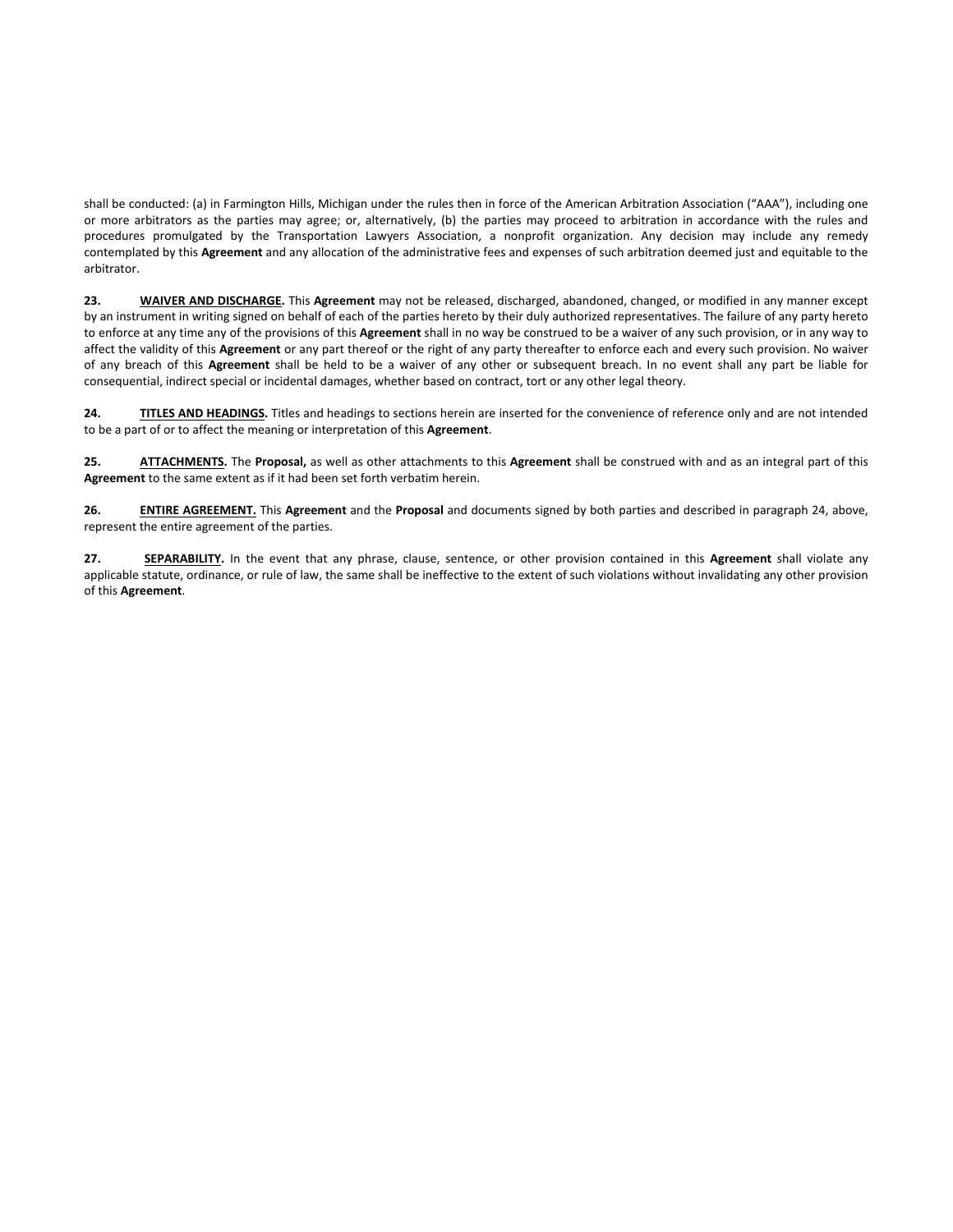shall be conducted: (a) in Farmington Hills, Michigan under the rules then in force of the American Arbitration Association ("AAA"), including one or more arbitrators as the parties may agree; or, alternatively, (b) the parties may proceed to arbitration in accordance with the rules and procedures promulgated by the Transportation Lawyers Association, a nonprofit organization. Any decision may include any remedy contemplated by this **Agreement** and any allocation of the administrative fees and expenses of such arbitration deemed just and equitable to the arbitrator.

**23.** **WAIVER AND DISCHARGE.** This **Agreement** may not be released, discharged, abandoned, changed, or modified in any manner except by an instrument in writing signed on behalf of each of the parties hereto by their duly authorized representatives. The failure of any party hereto to enforce at any time any of the provisions of this **Agreement** shall in no way be construed to be a waiver of any such provision, or in any way to affect the validity of this **Agreement** or any part thereof or the right of any party thereafter to enforce each and every such provision. No waiver of any breach of this **Agreement** shall be held to be a waiver of any other or subsequent breach. In no event shall any part be liable for consequential, indirect special or incidental damages, whether based on contract, tort or any other legal theory.

**24.** **TITLES AND HEADINGS.** Titles and headings to sections herein are inserted for the convenience of reference only and are not intended to be a part of or to affect the meaning or interpretation of this **Agreement**.

**25.** **ATTACHMENTS.** The **Proposal,** as well as other attachments to this **Agreement** shall be construed with and as an integral part of this **Agreement** to the same extent as if it had been set forth verbatim herein.

**26.** **ENTIRE AGREEMENT.** This **Agreement** and the **Proposal** and documents signed by both parties and described in paragraph 24, above, represent the entire agreement of the parties.

**27.** **SEPARABILITY.** In the event that any phrase, clause, sentence, or other provision contained in this **Agreement** shall violate any applicable statute, ordinance, or rule of law, the same shall be ineffective to the extent of such violations without invalidating any other provision of this **Agreement**.